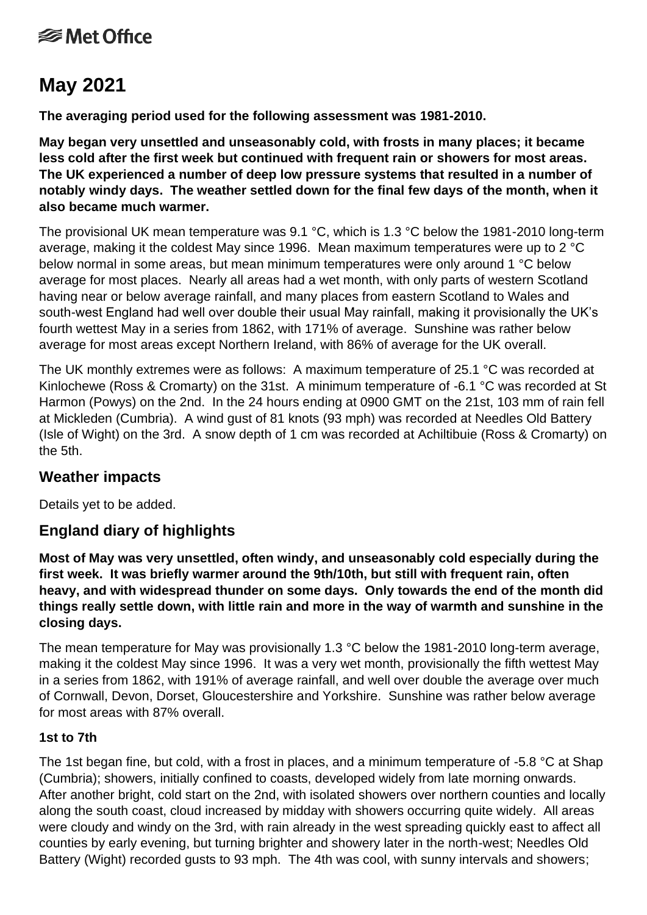# May 2021

**The averaging period used for the following assessment was 1981-2010.**

**May began very unsettled and unseasonably cold, with frosts in many places; it became less cold after the first week but continued with frequent rain or showers for most areas. The UK experienced a number of deep low pressure systems that resulted in a number of notably windy days. The weather settled down for the final few days of the month, when it also became much warmer.**

The provisional UK mean temperature was 9.1 °C, which is 1.3 °C below the 1981-2010 long-term average, making it the coldest May since 1996. Mean maximum temperatures were up to 2 °C below normal in some areas, but mean minimum temperatures were only around 1 °C below average for most places. Nearly all areas had a wet month, with only parts of western Scotland having near or below average rainfall, and many places from eastern Scotland to Wales and south-west England had well over double their usual May rainfall, making it provisionally the UK's fourth wettest May in a series from 1862, with 171% of average. Sunshine was rather below average for most areas except Northern Ireland, with 86% of average for the UK overall.

The UK monthly extremes were as follows: A maximum temperature of 25.1 °C was recorded at Kinlochewe (Ross & Cromarty) on the 31st. A minimum temperature of -6.1 °C was recorded at St Harmon (Powys) on the 2nd. In the 24 hours ending at 0900 GMT on the 21st, 103 mm of rain fell at Mickleden (Cumbria). A wind gust of 81 knots (93 mph) was recorded at Needles Old Battery (Isle of Wight) on the 3rd. A snow depth of 1 cm was recorded at Achiltibuie (Ross & Cromarty) on the 5th.

## Weather impacts

Details yet to be added.

## England diary of highlights

**Most of May was very unsettled, often windy, and unseasonably cold especially during the first week. It was briefly warmer around the 9th/10th, but still with frequent rain, often heavy, and with widespread thunder on some days. Only towards the end of the month did things really settle down, with little rain and more in the way of warmth and sunshine in the closing days.**

The mean temperature for May was provisionally 1.3 °C below the 1981-2010 long-term average, making it the coldest May since 1996. It was a very wet month, provisionally the fifth wettest May in a series from 1862, with 191% of average rainfall, and well over double the average over much of Cornwall, Devon, Dorset, Gloucestershire and Yorkshire. Sunshine was rather below average for most areas with 87% overall.

### 1st to 7th

The 1st began fine, but cold, with a frost in places, and a minimum temperature of -5.8 °C at Shap (Cumbria); showers, initially confined to coasts, developed widely from late morning onwards. After another bright, cold start on the 2nd, with isolated showers over northern counties and locally along the south coast, cloud increased by midday with showers occurring quite widely. All areas were cloudy and windy on the 3rd, with rain already in the west spreading quickly east to affect all counties by early evening, but turning brighter and showery later in the north-west; Needles Old Battery (Wight) recorded gusts to 93 mph. The 4th was cool, with sunny intervals and showers;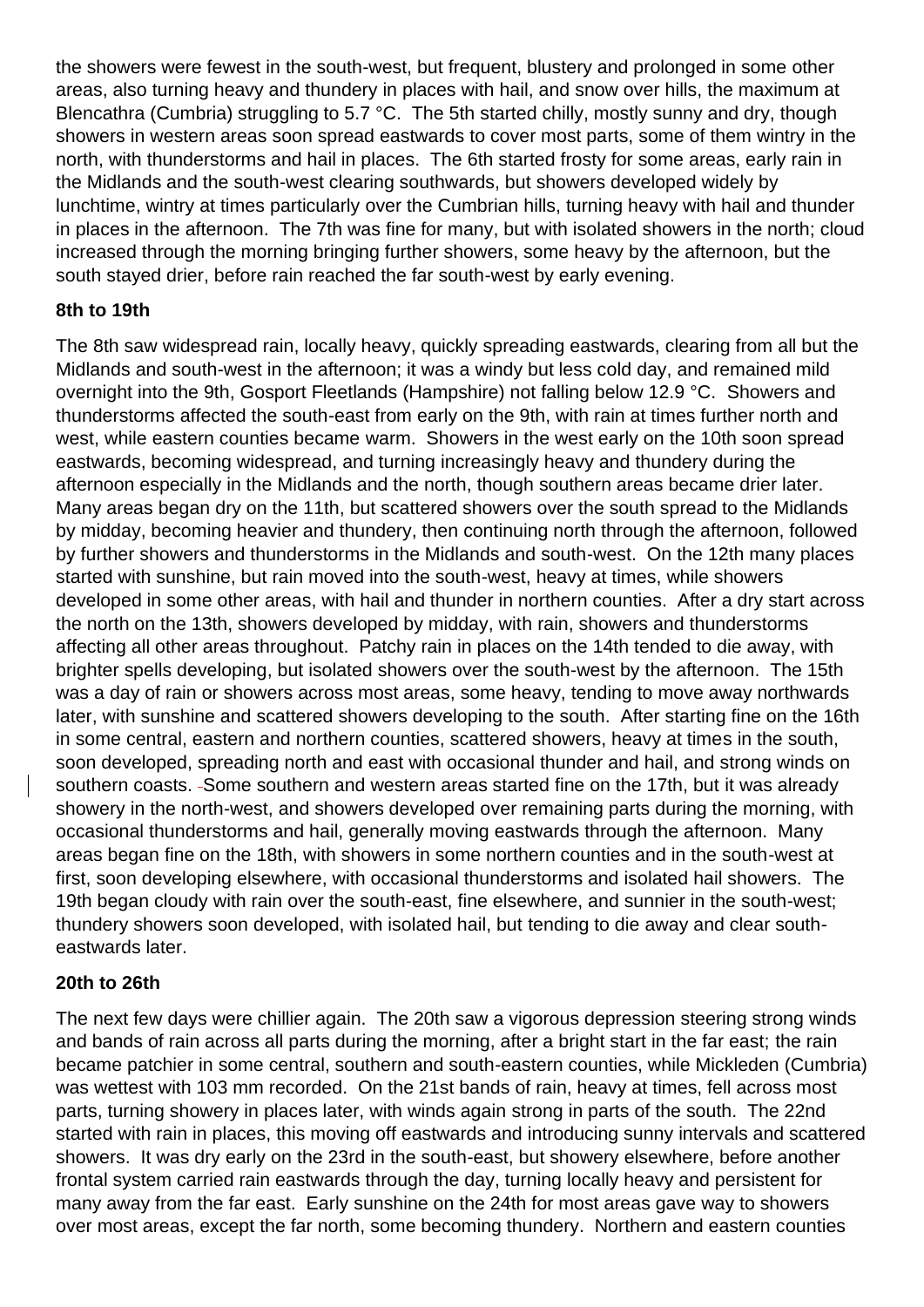the showers were fewest in the south-west, but frequent, blustery and prolonged in some other areas, also turning heavy and thundery in places with hail, and snow over hills, the maximum at Blencathra (Cumbria) struggling to 5.7 °C. The 5th started chilly, mostly sunny and dry, though showers in western areas soon spread eastwards to cover most parts, some of them wintry in the north, with thunderstorms and hail in places. The 6th started frosty for some areas, early rain in the Midlands and the south-west clearing southwards, but showers developed widely by lunchtime, wintry at times particularly over the Cumbrian hills, turning heavy with hail and thunder in places in the afternoon. The 7th was fine for many, but with isolated showers in the north; cloud increased through the morning bringing further showers, some heavy by the afternoon, but the south stayed drier, before rain reached the far south-west by early evening.

### 8th to 19th

The 8th saw widespread rain, locally heavy, quickly spreading eastwards, clearing from all but the Midlands and south-west in the afternoon; it was a windy but less cold day, and remained mild overnight into the 9th, Gosport Fleetlands (Hampshire) not falling below 12.9 °C. Showers and thunderstorms affected the south-east from early on the 9th, with rain at times further north and west, while eastern counties became warm. Showers in the west early on the 10th soon spread eastwards, becoming widespread, and turning increasingly heavy and thundery during the afternoon especially in the Midlands and the north, though southern areas became drier later. Many areas began dry on the 11th, but scattered showers over the south spread to the Midlands by midday, becoming heavier and thundery, then continuing north through the afternoon, followed by further showers and thunderstorms in the Midlands and south-west. On the 12th many places started with sunshine, but rain moved into the south-west, heavy at times, while showers developed in some other areas, with hail and thunder in northern counties. After a dry start across the north on the 13th, showers developed by midday, with rain, showers and thunderstorms affecting all other areas throughout. Patchy rain in places on the 14th tended to die away, with brighter spells developing, but isolated showers over the south-west by the afternoon. The 15th was a day of rain or showers across most areas, some heavy, tending to move away northwards later, with sunshine and scattered showers developing to the south. After starting fine on the 16th in some central, eastern and northern counties, scattered showers, heavy at times in the south, soon developed, spreading north and east with occasional thunder and hail, and strong winds on southern coasts. Some southern and western areas started fine on the 17th, but it was already showery in the north-west, and showers developed over remaining parts during the morning, with occasional thunderstorms and hail, generally moving eastwards through the afternoon. Many areas began fine on the 18th, with showers in some northern counties and in the south-west at first, soon developing elsewhere, with occasional thunderstorms and isolated hail showers. The 19th began cloudy with rain over the south-east, fine elsewhere, and sunnier in the south-west; thundery showers soon developed, with isolated hail, but tending to die away and clear south-eastwards later.

### 20th to 26th

The next few days were chillier again. The 20th saw a vigorous depression steering strong winds and bands of rain across all parts during the morning, after a bright start in the far east; the rain became patchier in some central, southern and south-eastern counties, while Mickleden (Cumbria) was wettest with 103 mm recorded. On the 21st bands of rain, heavy at times, fell across most parts, turning showery in places later, with winds again strong in parts of the south. The 22nd started with rain in places, this moving off eastwards and introducing sunny intervals and scattered showers. It was dry early on the 23rd in the south-east, but showery elsewhere, before another frontal system carried rain eastwards through the day, turning locally heavy and persistent for many away from the far east. Early sunshine on the 24th for most areas gave way to showers over most areas, except the far north, some becoming thundery. Northern and eastern counties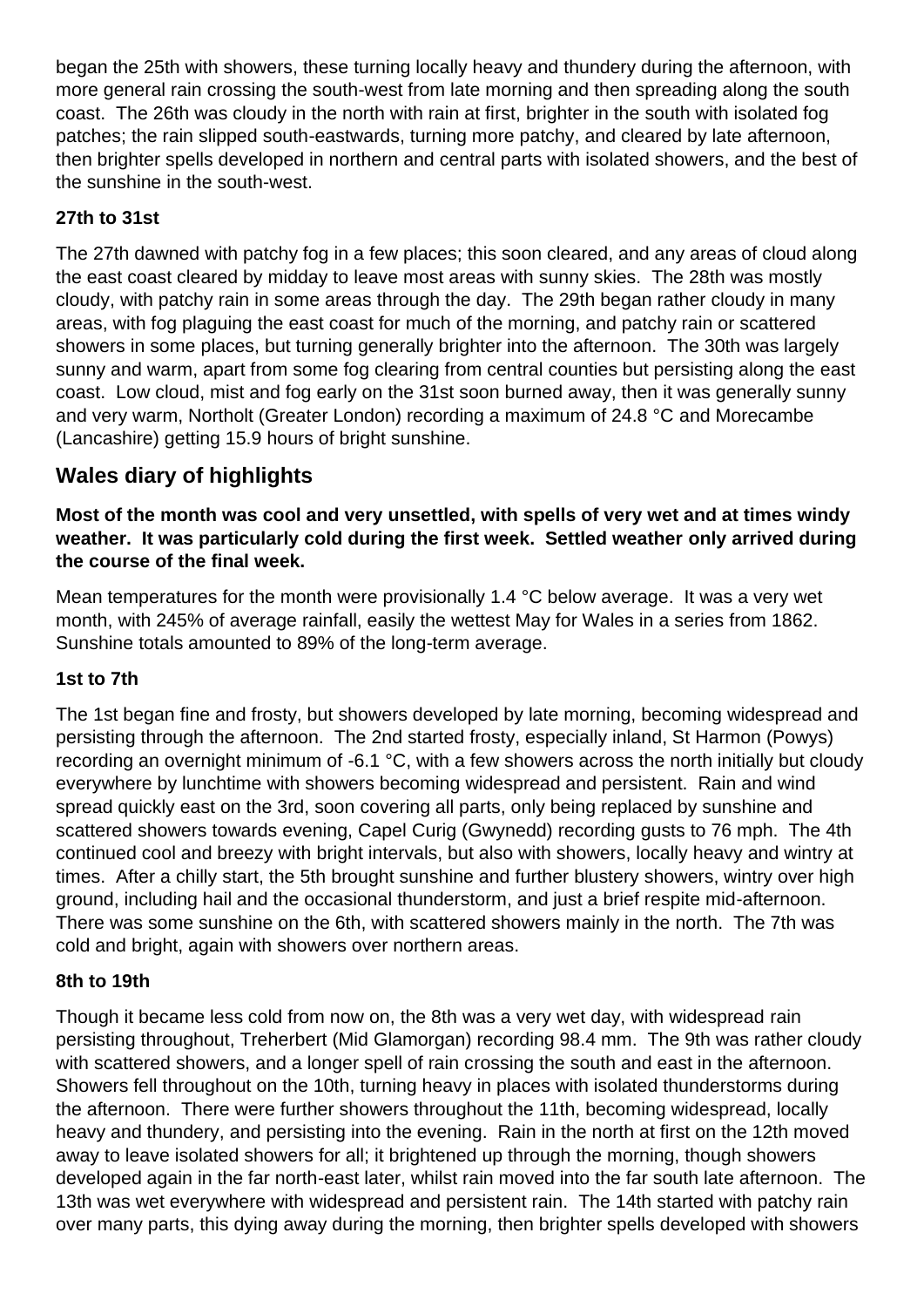began the 25th with showers, these turning locally heavy and thundery during the afternoon, with more general rain crossing the south-west from late morning and then spreading along the south coast. The 26th was cloudy in the north with rain at first, brighter in the south with isolated fog patches; the rain slipped south-eastwards, turning more patchy, and cleared by late afternoon, then brighter spells developed in northern and central parts with isolated showers, and the best of the sunshine in the south-west.

### 27th to 31st

The 27th dawned with patchy fog in a few places; this soon cleared, and any areas of cloud along the east coast cleared by midday to leave most areas with sunny skies. The 28th was mostly cloudy, with patchy rain in some areas through the day. The 29th began rather cloudy in many areas, with fog plaguing the east coast for much of the morning, and patchy rain or scattered showers in some places, but turning generally brighter into the afternoon. The 30th was largely sunny and warm, apart from some fog clearing from central counties but persisting along the east coast. Low cloud, mist and fog early on the 31st soon burned away, then it was generally sunny and very warm, Northolt (Greater London) recording a maximum of 24.8 °C and Morecambe (Lancashire) getting 15.9 hours of bright sunshine.

## Wales diary of highlights

**Most of the month was cool and very unsettled, with spells of very wet and at times windy weather. It was particularly cold during the first week. Settled weather only arrived during the course of the final week.**

Mean temperatures for the month were provisionally 1.4 °C below average. It was a very wet month, with 245% of average rainfall, easily the wettest May for Wales in a series from 1862. Sunshine totals amounted to 89% of the long-term average.

### 1st to 7th

The 1st began fine and frosty, but showers developed by late morning, becoming widespread and persisting through the afternoon. The 2nd started frosty, especially inland, St Harmon (Powys) recording an overnight minimum of -6.1 °C, with a few showers across the north initially but cloudy everywhere by lunchtime with showers becoming widespread and persistent. Rain and wind spread quickly east on the 3rd, soon covering all parts, only being replaced by sunshine and scattered showers towards evening, Capel Curig (Gwynedd) recording gusts to 76 mph. The 4th continued cool and breezy with bright intervals, but also with showers, locally heavy and wintry at times. After a chilly start, the 5th brought sunshine and further blustery showers, wintry over high ground, including hail and the occasional thunderstorm, and just a brief respite mid-afternoon. There was some sunshine on the 6th, with scattered showers mainly in the north. The 7th was cold and bright, again with showers over northern areas.

### 8th to 19th

Though it became less cold from now on, the 8th was a very wet day, with widespread rain persisting throughout, Treherbert (Mid Glamorgan) recording 98.4 mm. The 9th was rather cloudy with scattered showers, and a longer spell of rain crossing the south and east in the afternoon. Showers fell throughout on the 10th, turning heavy in places with isolated thunderstorms during the afternoon. There were further showers throughout the 11th, becoming widespread, locally heavy and thundery, and persisting into the evening. Rain in the north at first on the 12th moved away to leave isolated showers for all; it brightened up through the morning, though showers developed again in the far north-east later, whilst rain moved into the far south late afternoon. The 13th was wet everywhere with widespread and persistent rain. The 14th started with patchy rain over many parts, this dying away during the morning, then brighter spells developed with showers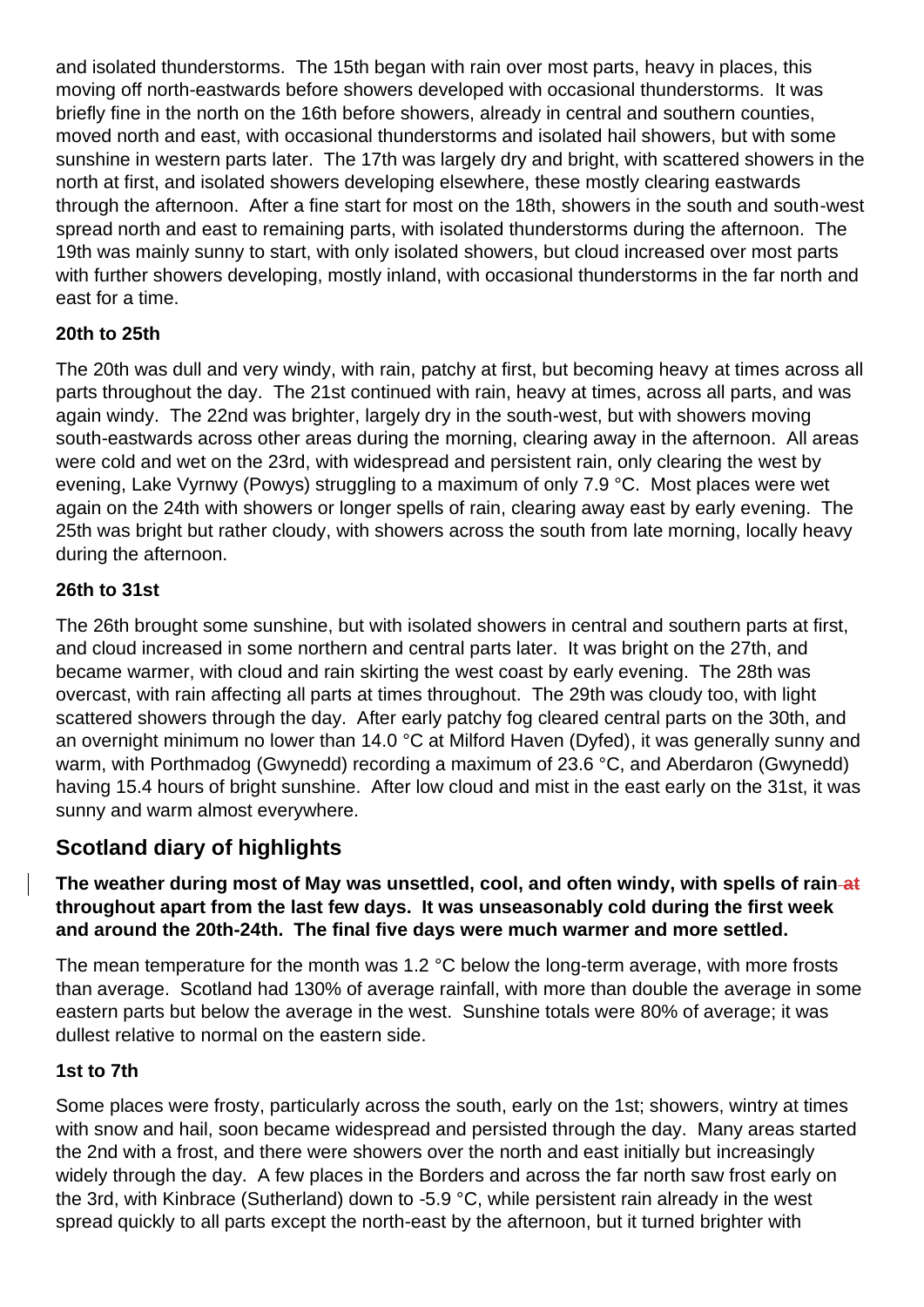and isolated thunderstorms. The 15th began with rain over most parts, heavy in places, this moving off north-eastwards before showers developed with occasional thunderstorms. It was briefly fine in the north on the 16th before showers, already in central and southern counties, moved north and east, with occasional thunderstorms and isolated hail showers, but with some sunshine in western parts later. The 17th was largely dry and bright, with scattered showers in the north at first, and isolated showers developing elsewhere, these mostly clearing eastwards through the afternoon. After a fine start for most on the 18th, showers in the south and south-west spread north and east to remaining parts, with isolated thunderstorms during the afternoon. The 19th was mainly sunny to start, with only isolated showers, but cloud increased over most parts with further showers developing, mostly inland, with occasional thunderstorms in the far north and east for a time.

### 20th to 25th

The 20th was dull and very windy, with rain, patchy at first, but becoming heavy at times across all parts throughout the day. The 21st continued with rain, heavy at times, across all parts, and was again windy. The 22nd was brighter, largely dry in the south-west, but with showers moving south-eastwards across other areas during the morning, clearing away in the afternoon. All areas were cold and wet on the 23rd, with widespread and persistent rain, only clearing the west by evening, Lake Vyrnwy (Powys) struggling to a maximum of only 7.9 °C. Most places were wet again on the 24th with showers or longer spells of rain, clearing away east by early evening. The 25th was bright but rather cloudy, with showers across the south from late morning, locally heavy during the afternoon.

### 26th to 31st

The 26th brought some sunshine, but with isolated showers in central and southern parts at first, and cloud increased in some northern and central parts later. It was bright on the 27th, and became warmer, with cloud and rain skirting the west coast by early evening. The 28th was overcast, with rain affecting all parts at times throughout. The 29th was cloudy too, with light scattered showers through the day. After early patchy fog cleared central parts on the 30th, and an overnight minimum no lower than 14.0 °C at Milford Haven (Dyfed), it was generally sunny and warm, with Porthmadog (Gwynedd) recording a maximum of 23.6 °C, and Aberdaron (Gwynedd) having 15.4 hours of bright sunshine. After low cloud and mist in the east early on the 31st, it was sunny and warm almost everywhere.

## Scotland diary of highlights

**The weather during most of May was unsettled, cool, and often windy, with spells of rain at throughout apart from the last few days. It was unseasonably cold during the first week and around the 20th-24th. The final five days were much warmer and more settled.**

The mean temperature for the month was 1.2 °C below the long-term average, with more frosts than average. Scotland had 130% of average rainfall, with more than double the average in some eastern parts but below the average in the west. Sunshine totals were 80% of average; it was dullest relative to normal on the eastern side.

### 1st to 7th

Some places were frosty, particularly across the south, early on the 1st; showers, wintry at times with snow and hail, soon became widespread and persisted through the day. Many areas started the 2nd with a frost, and there were showers over the north and east initially but increasingly widely through the day. A few places in the Borders and across the far north saw frost early on the 3rd, with Kinbrace (Sutherland) down to -5.9 °C, while persistent rain already in the west spread quickly to all parts except the north-east by the afternoon, but it turned brighter with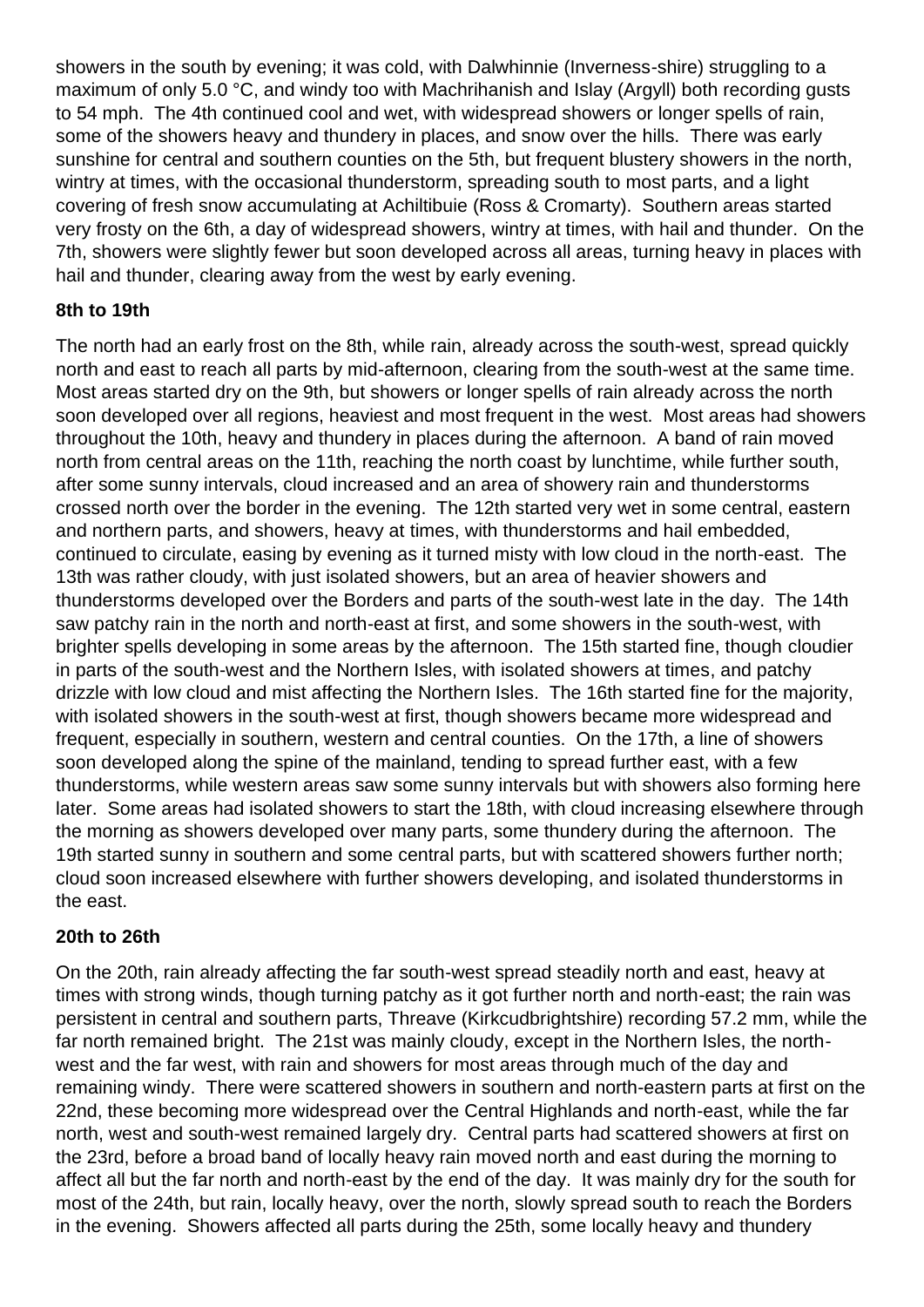showers in the south by evening; it was cold, with Dalwhinnie (Inverness-shire) struggling to a maximum of only 5.0 °C, and windy too with Machrihanish and Islay (Argyll) both recording gusts to 54 mph. The 4th continued cool and wet, with widespread showers or longer spells of rain, some of the showers heavy and thundery in places, and snow over the hills. There was early sunshine for central and southern counties on the 5th, but frequent blustery showers in the north, wintry at times, with the occasional thunderstorm, spreading south to most parts, and a light covering of fresh snow accumulating at Achiltibuie (Ross & Cromarty). Southern areas started very frosty on the 6th, a day of widespread showers, wintry at times, with hail and thunder. On the 7th, showers were slightly fewer but soon developed across all areas, turning heavy in places with hail and thunder, clearing away from the west by early evening.

### 8th to 19th

The north had an early frost on the 8th, while rain, already across the south-west, spread quickly north and east to reach all parts by mid-afternoon, clearing from the south-west at the same time. Most areas started dry on the 9th, but showers or longer spells of rain already across the north soon developed over all regions, heaviest and most frequent in the west. Most areas had showers throughout the 10th, heavy and thundery in places during the afternoon. A band of rain moved north from central areas on the 11th, reaching the north coast by lunchtime, while further south, after some sunny intervals, cloud increased and an area of showery rain and thunderstorms crossed north over the border in the evening. The 12th started very wet in some central, eastern and northern parts, and showers, heavy at times, with thunderstorms and hail embedded, continued to circulate, easing by evening as it turned misty with low cloud in the north-east. The 13th was rather cloudy, with just isolated showers, but an area of heavier showers and thunderstorms developed over the Borders and parts of the south-west late in the day. The 14th saw patchy rain in the north and north-east at first, and some showers in the south-west, with brighter spells developing in some areas by the afternoon. The 15th started fine, though cloudier in parts of the south-west and the Northern Isles, with isolated showers at times, and patchy drizzle with low cloud and mist affecting the Northern Isles. The 16th started fine for the majority, with isolated showers in the south-west at first, though showers became more widespread and frequent, especially in southern, western and central counties. On the 17th, a line of showers soon developed along the spine of the mainland, tending to spread further east, with a few thunderstorms, while western areas saw some sunny intervals but with showers also forming here later. Some areas had isolated showers to start the 18th, with cloud increasing elsewhere through the morning as showers developed over many parts, some thundery during the afternoon. The 19th started sunny in southern and some central parts, but with scattered showers further north; cloud soon increased elsewhere with further showers developing, and isolated thunderstorms in the east.

### 20th to 26th

On the 20th, rain already affecting the far south-west spread steadily north and east, heavy at times with strong winds, though turning patchy as it got further north and north-east; the rain was persistent in central and southern parts, Threave (Kirkcudbrightshire) recording 57.2 mm, while the far north remained bright. The 21st was mainly cloudy, except in the Northern Isles, the north-west and the far west, with rain and showers for most areas through much of the day and remaining windy. There were scattered showers in southern and north-eastern parts at first on the 22nd, these becoming more widespread over the Central Highlands and north-east, while the far north, west and south-west remained largely dry. Central parts had scattered showers at first on the 23rd, before a broad band of locally heavy rain moved north and east during the morning to affect all but the far north and north-east by the end of the day. It was mainly dry for the south for most of the 24th, but rain, locally heavy, over the north, slowly spread south to reach the Borders in the evening. Showers affected all parts during the 25th, some locally heavy and thundery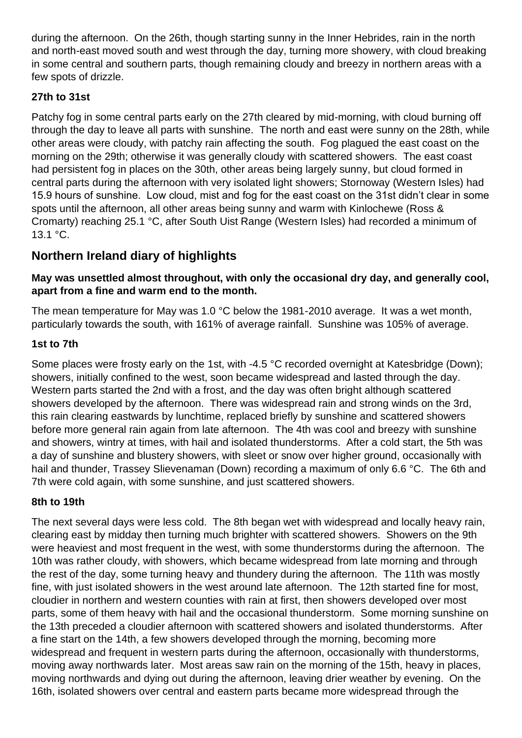during the afternoon. On the 26th, though starting sunny in the Inner Hebrides, rain in the north and north-east moved south and west through the day, turning more showery, with cloud breaking in some central and southern parts, though remaining cloudy and breezy in northern areas with a few spots of drizzle.

### 27th to 31st

Patchy fog in some central parts early on the 27th cleared by mid-morning, with cloud burning off through the day to leave all parts with sunshine. The north and east were sunny on the 28th, while other areas were cloudy, with patchy rain affecting the south. Fog plagued the east coast on the morning on the 29th; otherwise it was generally cloudy with scattered showers. The east coast had persistent fog in places on the 30th, other areas being largely sunny, but cloud formed in central parts during the afternoon with very isolated light showers; Stornoway (Western Isles) had 15.9 hours of sunshine. Low cloud, mist and fog for the east coast on the 31st didn't clear in some spots until the afternoon, all other areas being sunny and warm with Kinlochewe (Ross & Cromarty) reaching 25.1 °C, after South Uist Range (Western Isles) had recorded a minimum of 13.1 °C.

## Northern Ireland diary of highlights

**May was unsettled almost throughout, with only the occasional dry day, and generally cool, apart from a fine and warm end to the month.**

The mean temperature for May was 1.0 °C below the 1981-2010 average. It was a wet month, particularly towards the south, with 161% of average rainfall. Sunshine was 105% of average.

### 1st to 7th

Some places were frosty early on the 1st, with -4.5 °C recorded overnight at Katesbridge (Down); showers, initially confined to the west, soon became widespread and lasted through the day. Western parts started the 2nd with a frost, and the day was often bright although scattered showers developed by the afternoon. There was widespread rain and strong winds on the 3rd, this rain clearing eastwards by lunchtime, replaced briefly by sunshine and scattered showers before more general rain again from late afternoon. The 4th was cool and breezy with sunshine and showers, wintry at times, with hail and isolated thunderstorms. After a cold start, the 5th was a day of sunshine and blustery showers, with sleet or snow over higher ground, occasionally with hail and thunder, Trassey Slievenaman (Down) recording a maximum of only 6.6 °C. The 6th and 7th were cold again, with some sunshine, and just scattered showers.

### 8th to 19th

The next several days were less cold. The 8th began wet with widespread and locally heavy rain, clearing east by midday then turning much brighter with scattered showers. Showers on the 9th were heaviest and most frequent in the west, with some thunderstorms during the afternoon. The 10th was rather cloudy, with showers, which became widespread from late morning and through the rest of the day, some turning heavy and thundery during the afternoon. The 11th was mostly fine, with just isolated showers in the west around late afternoon. The 12th started fine for most, cloudier in northern and western counties with rain at first, then showers developed over most parts, some of them heavy with hail and the occasional thunderstorm. Some morning sunshine on the 13th preceded a cloudier afternoon with scattered showers and isolated thunderstorms. After a fine start on the 14th, a few showers developed through the morning, becoming more widespread and frequent in western parts during the afternoon, occasionally with thunderstorms, moving away northwards later. Most areas saw rain on the morning of the 15th, heavy in places, moving northwards and dying out during the afternoon, leaving drier weather by evening. On the 16th, isolated showers over central and eastern parts became more widespread through the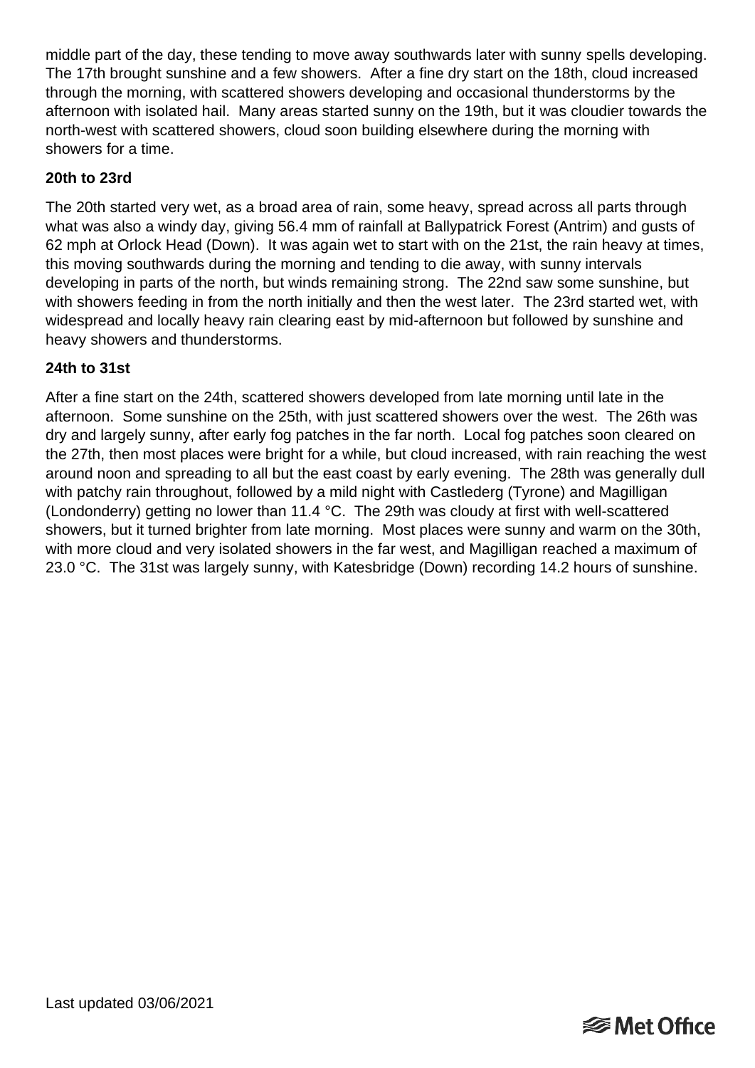middle part of the day, these tending to move away southwards later with sunny spells developing. The 17th brought sunshine and a few showers. After a fine dry start on the 18th, cloud increased through the morning, with scattered showers developing and occasional thunderstorms by the afternoon with isolated hail. Many areas started sunny on the 19th, but it was cloudier towards the north-west with scattered showers, cloud soon building elsewhere during the morning with showers for a time.

**20th to 23rd**

The 20th started very wet, as a broad area of rain, some heavy, spread across all parts through what was also a windy day, giving 56.4 mm of rainfall at Ballypatrick Forest (Antrim) and gusts of 62 mph at Orlock Head (Down). It was again wet to start with on the 21st, the rain heavy at times, this moving southwards during the morning and tending to die away, with sunny intervals developing in parts of the north, but winds remaining strong. The 22nd saw some sunshine, but with showers feeding in from the north initially and then the west later. The 23rd started wet, with widespread and locally heavy rain clearing east by mid-afternoon but followed by sunshine and heavy showers and thunderstorms.

**24th to 31st**

After a fine start on the 24th, scattered showers developed from late morning until late in the afternoon. Some sunshine on the 25th, with just scattered showers over the west. The 26th was dry and largely sunny, after early fog patches in the far north. Local fog patches soon cleared on the 27th, then most places were bright for a while, but cloud increased, with rain reaching the west around noon and spreading to all but the east coast by early evening. The 28th was generally dull with patchy rain throughout, followed by a mild night with Castlederg (Tyrone) and Magilligan (Londonderry) getting no lower than 11.4 °C. The 29th was cloudy at first with well-scattered showers, but it turned brighter from late morning. Most places were sunny and warm on the 30th, with more cloud and very isolated showers in the far west, and Magilligan reached a maximum of 23.0 °C. The 31st was largely sunny, with Katesbridge (Down) recording 14.2 hours of sunshine.

Last updated 03/06/2021